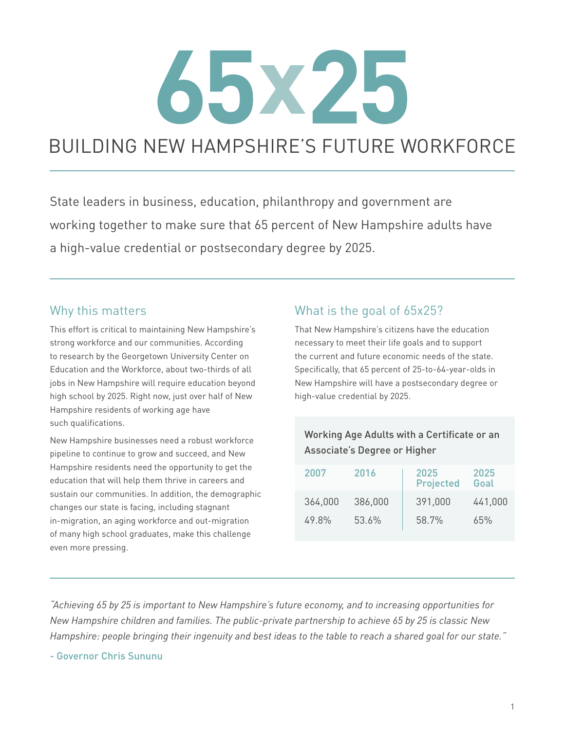# 65x25

## BUILDING NEW HAMPSHIRE'S FUTURE WORKFORCE

State leaders in business, education, philanthropy and government are working together to make sure that 65 percent of New Hampshire adults have a high-value credential or postsecondary degree by 2025.

### Why this matters

This effort is critical to maintaining New Hampshire's strong workforce and our communities. According to research by the Georgetown University Center on Education and the Workforce, about two-thirds of all jobs in New Hampshire will require education beyond high school by 2025. Right now, just over half of New Hampshire residents of working age have such qualifications.

New Hampshire businesses need a robust workforce pipeline to continue to grow and succeed, and New Hampshire residents need the opportunity to get the education that will help them thrive in careers and sustain our communities. In addition, the demographic changes our state is facing, including stagnant in-migration, an aging workforce and out-migration of many high school graduates, make this challenge even more pressing.

### What is the goal of 65x25?

That New Hampshire's citizens have the education necessary to meet their life goals and to support the current and future economic needs of the state. Specifically, that 65 percent of 25-to-64-year-olds in New Hampshire will have a postsecondary degree or high-value credential by 2025.

**Working Age Adults with a Certificate or an Associate's Degree or Higher**

| 2007 | 2016 | 2025 Projected | 2025 Goal |
|---|---|---|---|
| 364,000 | 386,000 | 391,000 | 441,000 |
| 49.8% | 53.6% | 58.7% | 65% |

*"Achieving 65 by 25 is important to New Hampshire's future economy, and to increasing opportunities for New Hampshire children and families. The public-private partnership to achieve 65 by 25 is classic New Hampshire: people bringing their ingenuity and best ideas to the table to reach a shared goal for our state."*

\- Governor Chris Sununu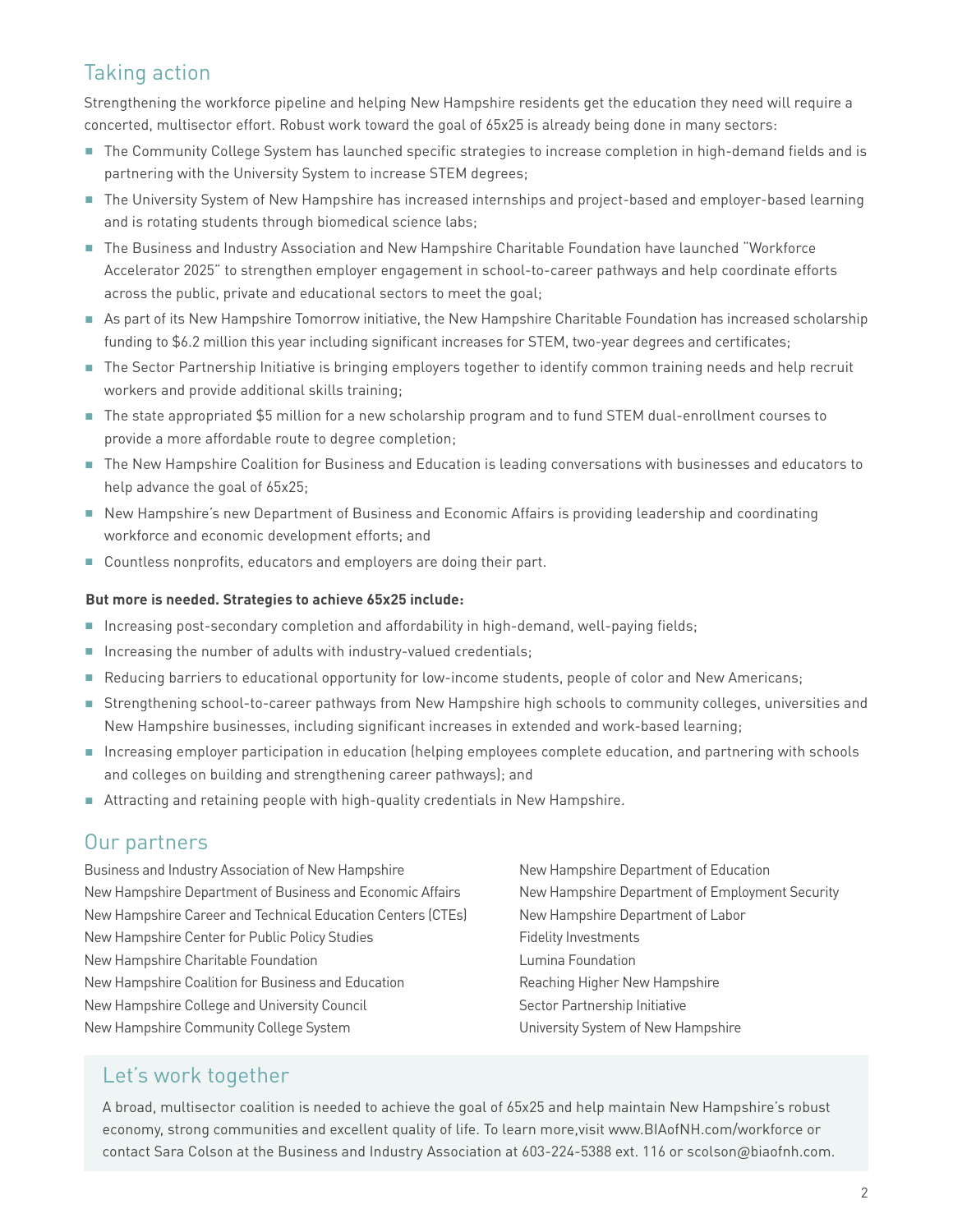## Taking action

Strengthening the workforce pipeline and helping New Hampshire residents get the education they need will require a concerted, multisector effort. Robust work toward the goal of 65x25 is already being done in many sectors:

- The Community College System has launched specific strategies to increase completion in high-demand fields and is partnering with the University System to increase STEM degrees;
- The University System of New Hampshire has increased internships and project-based and employer-based learning and is rotating students through biomedical science labs;
- The Business and Industry Association and New Hampshire Charitable Foundation have launched "Workforce Accelerator 2025" to strengthen employer engagement in school-to-career pathways and help coordinate efforts across the public, private and educational sectors to meet the goal;
- As part of its New Hampshire Tomorrow initiative, the New Hampshire Charitable Foundation has increased scholarship funding to $6.2 million this year including significant increases for STEM, two-year degrees and certificates;
- The Sector Partnership Initiative is bringing employers together to identify common training needs and help recruit workers and provide additional skills training;
- The state appropriated $5 million for a new scholarship program and to fund STEM dual-enrollment courses to provide a more affordable route to degree completion;
- The New Hampshire Coalition for Business and Education is leading conversations with businesses and educators to help advance the goal of 65x25;
- New Hampshire's new Department of Business and Economic Affairs is providing leadership and coordinating workforce and economic development efforts; and
- Countless nonprofits, educators and employers are doing their part.

**But more is needed. Strategies to achieve 65x25 include:**

- Increasing post-secondary completion and affordability in high-demand, well-paying fields;
- Increasing the number of adults with industry-valued credentials;
- Reducing barriers to educational opportunity for low-income students, people of color and New Americans;
- Strengthening school-to-career pathways from New Hampshire high schools to community colleges, universities and New Hampshire businesses, including significant increases in extended and work-based learning;
- Increasing employer participation in education (helping employees complete education, and partnering with schools and colleges on building and strengthening career pathways); and
- Attracting and retaining people with high-quality credentials in New Hampshire.

## Our partners

Business and Industry Association of New Hampshire
New Hampshire Department of Business and Economic Affairs
New Hampshire Career and Technical Education Centers (CTEs)
New Hampshire Center for Public Policy Studies
New Hampshire Charitable Foundation
New Hampshire Coalition for Business and Education
New Hampshire College and University Council
New Hampshire Community College System
New Hampshire Department of Education
New Hampshire Department of Employment Security
New Hampshire Department of Labor
Fidelity Investments
Lumina Foundation
Reaching Higher New Hampshire
Sector Partnership Initiative
University System of New Hampshire

## Let's work together

A broad, multisector coalition is needed to achieve the goal of 65x25 and help maintain New Hampshire's robust economy, strong communities and excellent quality of life. To learn more,visit www.BIAofNH.com/workforce or contact Sara Colson at the Business and Industry Association at 603-224-5388 ext. 116 or scolson@biaofnh.com.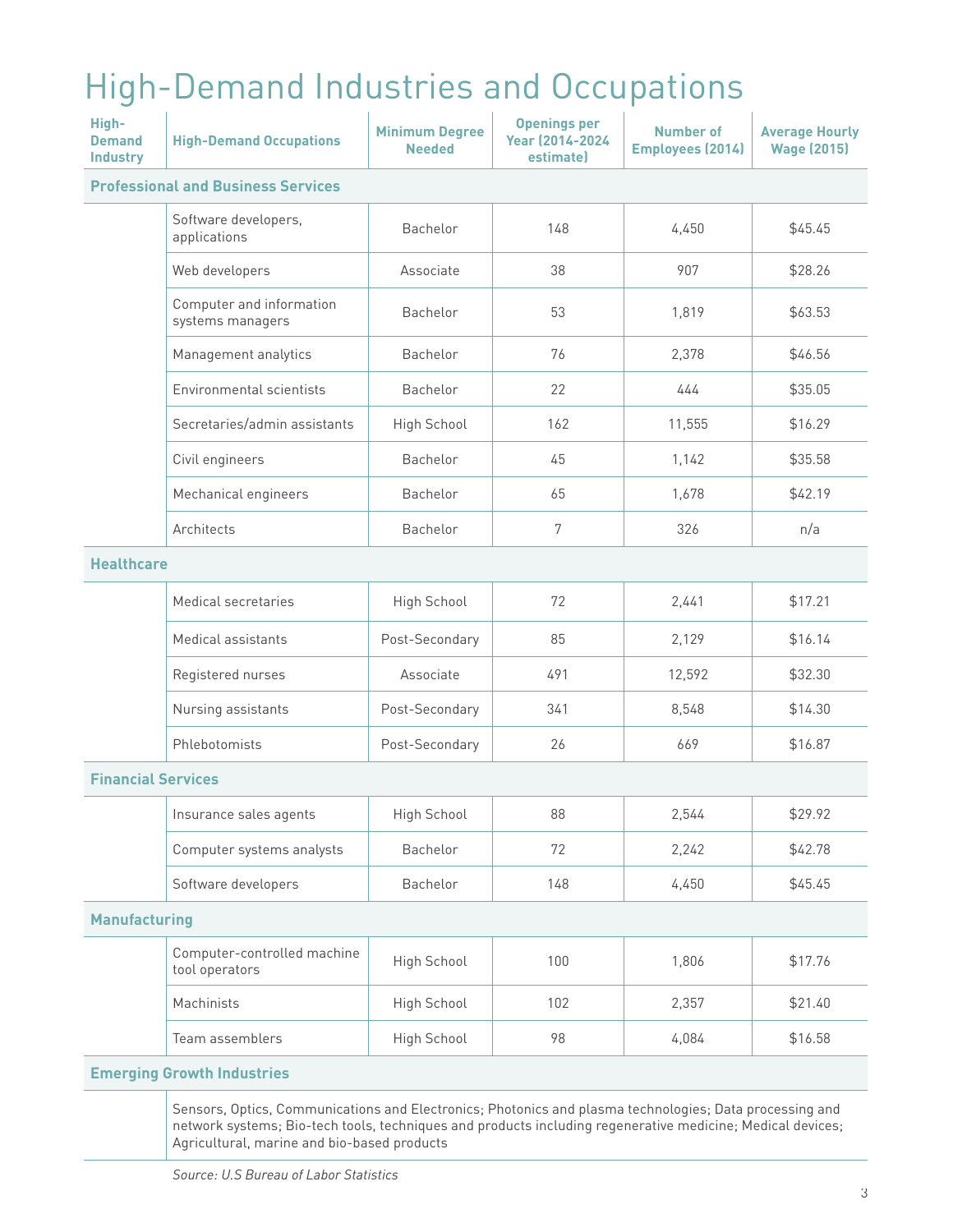# High-Demand Industries and Occupations

| High-Demand Industry | High-Demand Occupations | Minimum Degree Needed | Openings per Year (2014-2024 estimate) | Number of Employees (2014) | Average Hourly Wage (2015) |
|---|---|---|---|---|---|
| **Professional and Business Services** | | | | | |
| | Software developers, applications | Bachelor | 148 | 4,450 | $45.45 |
| | Web developers | Associate | 38 | 907 | $28.26 |
| | Computer and information systems managers | Bachelor | 53 | 1,819 | $63.53 |
| | Management analytics | Bachelor | 76 | 2,378 | $46.56 |
| | Environmental scientists | Bachelor | 22 | 444 | $35.05 |
| | Secretaries/admin assistants | High School | 162 | 11,555 | $16.29 |
| | Civil engineers | Bachelor | 45 | 1,142 | $35.58 |
| | Mechanical engineers | Bachelor | 65 | 1,678 | $42.19 |
| | Architects | Bachelor | 7 | 326 | n/a |
| **Healthcare** | | | | | |
| | Medical secretaries | High School | 72 | 2,441 | $17.21 |
| | Medical assistants | Post-Secondary | 85 | 2,129 | $16.14 |
| | Registered nurses | Associate | 491 | 12,592 | $32.30 |
| | Nursing assistants | Post-Secondary | 341 | 8,548 | $14.30 |
| | Phlebotomists | Post-Secondary | 26 | 669 | $16.87 |
| **Financial Services** | | | | | |
| | Insurance sales agents | High School | 88 | 2,544 | $29.92 |
| | Computer systems analysts | Bachelor | 72 | 2,242 | $42.78 |
| | Software developers | Bachelor | 148 | 4,450 | $45.45 |
| **Manufacturing** | | | | | |
| | Computer-controlled machine tool operators | High School | 100 | 1,806 | $17.76 |
| | Machinists | High School | 102 | 2,357 | $21.40 |
| | Team assemblers | High School | 98 | 4,084 | $16.58 |
| **Emerging Growth Industries** | | | | | |
| | Sensors, Optics, Communications and Electronics; Photonics and plasma technologies; Data processing and network systems; Bio-tech tools, techniques and products including regenerative medicine; Medical devices; Agricultural, marine and bio-based products | | | | |

*Source: U.S Bureau of Labor Statistics*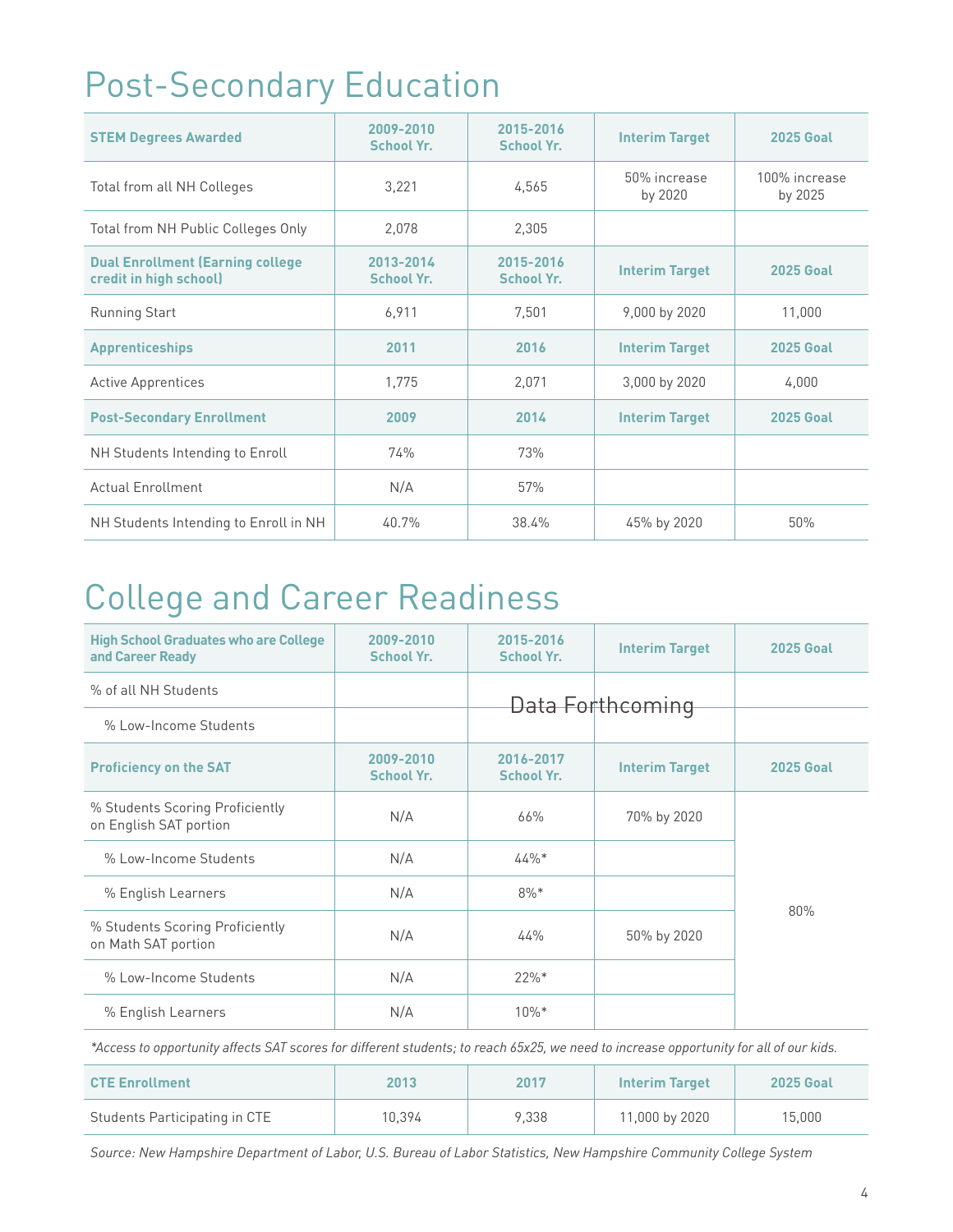# Post-Secondary Education

| STEM Degrees Awarded | 2009-2010 School Yr. | 2015-2016 School Yr. | Interim Target | 2025 Goal |
|---|---|---|---|---|
| Total from all NH Colleges | 3,221 | 4,565 | 50% increase by 2020 | 100% increase by 2025 |
| Total from NH Public Colleges Only | 2,078 | 2,305 | | |
| **Dual Enrollment (Earning college credit in high school)** | **2013-2014 School Yr.** | **2015-2016 School Yr.** | **Interim Target** | **2025 Goal** |
| Running Start | 6,911 | 7,501 | 9,000 by 2020 | 11,000 |
| **Apprenticeships** | **2011** | **2016** | **Interim Target** | **2025 Goal** |
| Active Apprentices | 1,775 | 2,071 | 3,000 by 2020 | 4,000 |
| **Post-Secondary Enrollment** | **2009** | **2014** | **Interim Target** | **2025 Goal** |
| NH Students Intending to Enroll | 74% | 73% | | |
| Actual Enrollment | N/A | 57% | | |
| NH Students Intending to Enroll in NH | 40.7% | 38.4% | 45% by 2020 | 50% |

# College and Career Readiness

| High School Graduates who are College and Career Ready | 2009-2010 School Yr. | 2015-2016 School Yr. | Interim Target | 2025 Goal |
|---|---|---|---|---|
| % of all NH Students | | Data Forthcoming | | |
| % Low-Income Students | | | | |
| **Proficiency on the SAT** | **2009-2010 School Yr.** | **2016-2017 School Yr.** | **Interim Target** | **2025 Goal** |
| % Students Scoring Proficiently on English SAT portion | N/A | 66% | 70% by 2020 | 80% |
| % Low-Income Students | N/A | 44%* | | |
| % English Learners | N/A | 8%* | | |
| % Students Scoring Proficiently on Math SAT portion | N/A | 44% | 50% by 2020 | |
| % Low-Income Students | N/A | 22%* | | |
| % English Learners | N/A | 10%* | | |

*\*Access to opportunity affects SAT scores for different students; to reach 65x25, we need to increase opportunity for all of our kids.*

| CTE Enrollment | 2013 | 2017 | Interim Target | 2025 Goal |
|---|---|---|---|---|
| Students Participating in CTE | 10,394 | 9,338 | 11,000 by 2020 | 15,000 |

*Source: New Hampshire Department of Labor, U.S. Bureau of Labor Statistics, New Hampshire Community College System*